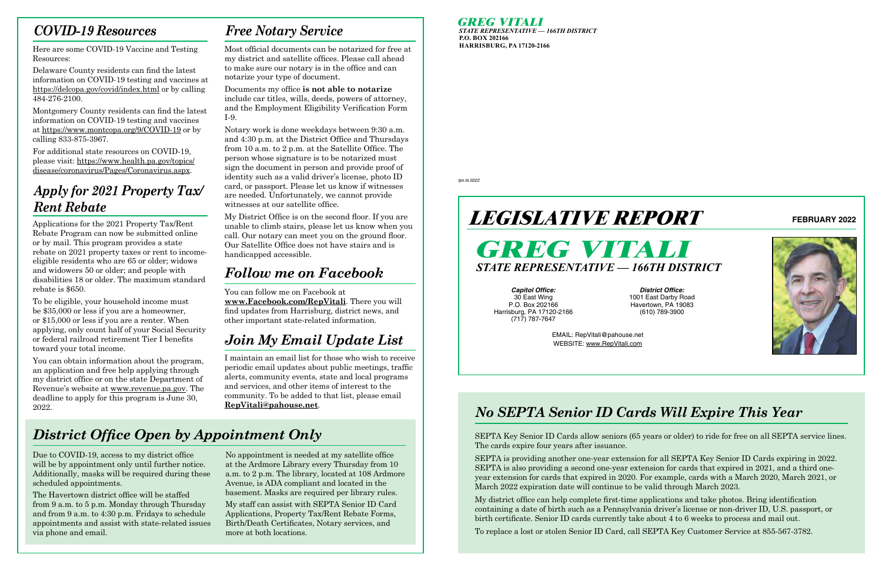## COVID-19 Resources

Here are some COVID-19 Vaccine and Testing Resources:

Delaware County residents can find the latest information on COVID-19 testing and vaccines at https://delcopa.gov/covid/index.html or by calling 484-276-2100.

Montgomery County residents can find the latest information on COVID-19 testing and vaccines at https://www.montcopa.org/9/COVID-19 or by calling 833-875-3967.

For additional state resources on COVID-19, please visit: https://www.health.pa.gov/topics/disease/coronavirus/Pages/Coronavirus.aspx.

## Apply for 2021 Property Tax/Rent Rebate

Applications for the 2021 Property Tax/Rent Rebate Program can now be submitted online or by mail. This program provides a state rebate on 2021 property taxes or rent to income-eligible residents who are 65 or older; widows and widowers 50 or older; and people with disabilities 18 or older. The maximum standard rebate is $650.

To be eligible, your household income must be $35,000 or less if you are a homeowner, or $15,000 or less if you are a renter. When applying, only count half of your Social Security or federal railroad retirement Tier I benefits toward your total income.

You can obtain information about the program, an application and free help applying through my district office or on the state Department of Revenue's website at www.revenue.pa.gov. The deadline to apply for this program is June 30, 2022.

## Free Notary Service

Most official documents can be notarized for free at my district and satellite offices. Please call ahead to make sure our notary is in the office and can notarize your type of document.

Documents my office **is not able to notarize** include car titles, wills, deeds, powers of attorney, and the Employment Eligibility Verification Form I-9.

Notary work is done weekdays between 9:30 a.m. and 4:30 p.m. at the District Office and Thursdays from 10 a.m. to 2 p.m. at the Satellite Office. The person whose signature is to be notarized must sign the document in person and provide proof of identity such as a valid driver's license, photo ID card, or passport. Please let us know if witnesses are needed. Unfortunately, we cannot provide witnesses at our satellite office.

My District Office is on the second floor. If you are unable to climb stairs, please let us know when you call. Our notary can meet you on the ground floor. Our Satellite Office does not have stairs and is handicapped accessible.

## Follow me on Facebook

You can follow me on Facebook at **www.Facebook.com/RepVitali**. There you will find updates from Harrisburg, district news, and other important state-related information.

## Join My Email Update List

I maintain an email list for those who wish to receive periodic email updates about public meetings, traffic alerts, community events, state and local programs and services, and other items of interest to the community. To be added to that list, please email **RepVitali@pahouse.net**.

## District Office Open by Appointment Only

Due to COVID-19, access to my district office will be by appointment only until further notice. Additionally, masks will be required during these scheduled appointments.

The Havertown district office will be staffed from 9 a.m. to 5 p.m. Monday through Thursday and from 9 a.m. to 4:30 p.m. Fridays to schedule appointments and assist with state-related issues via phone and email.

No appointment is needed at my satellite office at the Ardmore Library every Thursday from 10 a.m. to 2 p.m. The library, located at 108 Ardmore Avenue, is ADA compliant and located in the basement. Masks are required per library rules.

My staff can assist with SEPTA Senior ID Card Applications, Property Tax/Rent Rebate Forms, Birth/Death Certificates, Notary services, and more at both locations.

**GREG VITALI**
*STATE REPRESENTATIVE — 166TH DISTRICT*
**P.O. BOX 202166**
**HARRISBURG, PA 17120-2166**

ipo.ts.0222

# LEGISLATIVE REPORT

**FEBRUARY 2022**

# GREG VITALI

*STATE REPRESENTATIVE — 166TH DISTRICT*

***Capitol Office:***
30 East Wing
P.O. Box 202166
Harrisburg, PA 17120-2166
(717) 787-7647

***District Office:***
1001 East Darby Road
Havertown, PA 19083
(610) 789-3900

EMAIL: RepVitali@pahouse.net
WEBSITE: www.RepVitali.com

## No SEPTA Senior ID Cards Will Expire This Year

SEPTA Key Senior ID Cards allow seniors (65 years or older) to ride for free on all SEPTA service lines. The cards expire four years after issuance.

SEPTA is providing another one-year extension for all SEPTA Key Senior ID Cards expiring in 2022. SEPTA is also providing a second one-year extension for cards that expired in 2021, and a third one-year extension for cards that expired in 2020. For example, cards with a March 2020, March 2021, or March 2022 expiration date will continue to be valid through March 2023.

My district office can help complete first-time applications and take photos. Bring identification containing a date of birth such as a Pennsylvania driver's license or non-driver ID, U.S. passport, or birth certificate. Senior ID cards currently take about 4 to 6 weeks to process and mail out.

To replace a lost or stolen Senior ID Card, call SEPTA Key Customer Service at 855-567-3782.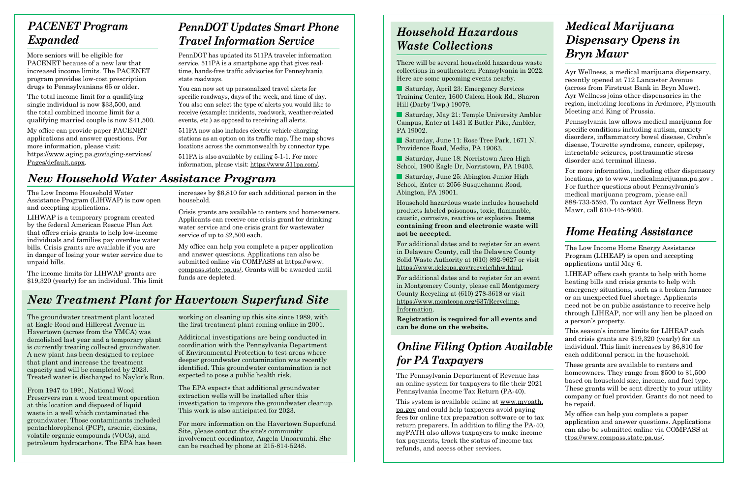## *PACENET Program Expanded*

More seniors will be eligible for PACENET because of a new law that increased income limits. The PACENET program provides low-cost prescription drugs to Pennsylvanians 65 or older.

The total income limit for a qualifying single individual is now $33,500, and the total combined income limit for a qualifying married couple is now $41,500.

My office can provide paper PACENET applications and answer questions. For more information, please visit: https://www.aging.pa.gov/aging-services/Pages/default.aspx.

## *PennDOT Updates Smart Phone Travel Information Service*

PennDOT has updated its 511PA traveler information service. 511PA is a smartphone app that gives real-time, hands-free traffic advisories for Pennsylvania state roadways.

You can now set up personalized travel alerts for specific roadways, days of the week, and time of day. You also can select the type of alerts you would like to receive (example: incidents, roadwork, weather-related events, etc.) as opposed to receiving all alerts.

511PA now also includes electric vehicle charging stations as an option on its traffic map. The map shows locations across the commonwealth by connector type.

511PA is also available by calling 5-1-1. For more information, please visit: https://www.511pa.com/.

## *New Household Water Assistance Program*

The Low Income Household Water Assistance Program (LIHWAP) is now open and accepting applications.

LIHWAP is a temporary program created by the federal American Rescue Plan Act that offers crisis grants to help low-income individuals and families pay overdue water bills. Crisis grants are available if you are in danger of losing your water service due to unpaid bills.

The income limits for LIHWAP grants are $19,320 (yearly) for an individual. This limit increases by $6,810 for each additional person in the household.

Crisis grants are available to renters and homeowners. Applicants can receive one crisis grant for drinking water service and one crisis grant for wastewater service of up to $2,500 each.

My office can help you complete a paper application and answer questions. Applications can also be submitted online via COMPASS at https://www.compass.state.pa.us/. Grants will be awarded until funds are depleted.

## *New Treatment Plant for Havertown Superfund Site*

The groundwater treatment plant located at Eagle Road and Hillcrest Avenue in Havertown (across from the YMCA) was demolished last year and a temporary plant is currently treating collected groundwater. A new plant has been designed to replace that plant and increase the treatment capacity and will be completed by 2023. Treated water is discharged to Naylor's Run.

From 1947 to 1991, National Wood Preservers ran a wood treatment operation at this location and disposed of liquid waste in a well which contaminated the groundwater. Those contaminants included pentachlorophenol (PCP), arsenic, dioxins, volatile organic compounds (VOCs), and petroleum hydrocarbons. The EPA has been working on cleaning up this site since 1989, with the first treatment plant coming online in 2001.

Additional investigations are being conducted in coordination with the Pennsylvania Department of Environmental Protection to test areas where deeper groundwater contamination was recently identified. This groundwater contamination is not expected to pose a public health risk.

The EPA expects that additional groundwater extraction wells will be installed after this investigation to improve the groundwater cleanup. This work is also anticipated for 2023.

For more information on the Havertown Superfund Site, please contact the site's community involvement coordinator, Angela Unoarumhi. She can be reached by phone at 215-814-5248.

## *Household Hazardous Waste Collections*

There will be several household hazardous waste collections in southeastern Pennsylvania in 2022. Here are some upcoming events nearby.

- Saturday, April 23: Emergency Services Training Center, 1600 Calcon Hook Rd., Sharon Hill (Darby Twp.) 19079.
- Saturday, May 21: Temple University Ambler Campus, Enter at 1431 E Butler Pike, Ambler, PA 19002.
- Saturday, June 11: Rose Tree Park, 1671 N. Providence Road, Media, PA 19063.
- Saturday, June 18: Norristown Area High School, 1900 Eagle Dr, Norristown, PA 19403.
- Saturday, June 25: Abington Junior High School, Enter at 2056 Susquehanna Road, Abington, PA 19001.

Household hazardous waste includes household products labeled poisonous, toxic, flammable, caustic, corrosive, reactive or explosive. **Items containing freon and electronic waste will not be accepted.**

For additional dates and to register for an event in Delaware County, call the Delaware County Solid Waste Authority at (610) 892-9627 or visit https://www.delcopa.gov/recycle/hhw.html.

For additional dates and to register for an event in Montgomery County, please call Montgomery County Recycling at (610) 278-3618 or visit https://www.montcopa.org/637/Recycling-Information.

**Registration is required for all events and can be done on the website.**

## *Online Filing Option Available for PA Taxpayers*

The Pennsylvania Department of Revenue has an online system for taxpayers to file their 2021 Pennsylvania Income Tax Return (PA-40).

This system is available online at www.mypath.pa.gov and could help taxpayers avoid paying fees for online tax preparation software or to tax return preparers. In addition to filing the PA-40, myPATH also allows taxpayers to make income tax payments, track the status of income tax refunds, and access other services.

## *Medical Marijuana Dispensary Opens in Bryn Mawr*

Ayr Wellness, a medical marijuana dispensary, recently opened at 712 Lancaster Avenue (across from Firstrust Bank in Bryn Mawr). Ayr Wellness joins other dispensaries in the region, including locations in Ardmore, Plymouth Meeting and King of Prussia.

Pennsylvania law allows medical marijuana for specific conditions including autism, anxiety disorders, inflammatory bowel disease, Crohn's disease, Tourette syndrome, cancer, epilepsy, intractable seizures, posttraumatic stress disorder and terminal illness.

For more information, including other dispensary locations, go to www.medicalmarijuana.pa.gov . For further questions about Pennsylvania's medical marijuana program, please call 888-733-5595. To contact Ayr Wellness Bryn Mawr, call 610-445-8600.

## *Home Heating Assistance*

The Low Income Home Energy Assistance Program (LIHEAP) is open and accepting applications until May 6.

LIHEAP offers cash grants to help with home heating bills and crisis grants to help with emergency situations, such as a broken furnace or an unexpected fuel shortage. Applicants need not be on public assistance to receive help through LIHEAP, nor will any lien be placed on a person's property.

This season's income limits for LIHEAP cash and crisis grants are $19,320 (yearly) for an individual. This limit increases by $6,810 for each additional person in the household.

These grants are available to renters and homeowners. They range from $500 to $1,500 based on household size, income, and fuel type. These grants will be sent directly to your utility company or fuel provider. Grants do not need to be repaid.

My office can help you complete a paper application and answer questions. Applications can also be submitted online via COMPASS at ttps://www.compass.state.pa.us/.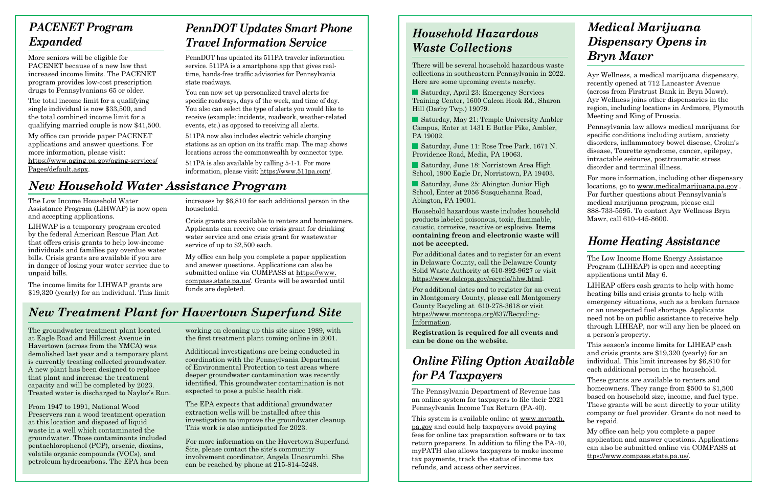## *PACENET Program Expanded*

More seniors will be eligible for PACENET because of a new law that increased income limits. The PACENET program provides low-cost prescription drugs to Pennsylvanians 65 or older.

The total income limit for a qualifying single individual is now $33,500, and the total combined income limit for a qualifying married couple is now $41,500.

My office can provide paper PACENET applications and answer questions. For more information, please visit: https://www.aging.pa.gov/aging-services/Pages/default.aspx.

## *PennDOT Updates Smart Phone Travel Information Service*

PennDOT has updated its 511PA traveler information service. 511PA is a smartphone app that gives real-time, hands-free traffic advisories for Pennsylvania state roadways.

You can now set up personalized travel alerts for specific roadways, days of the week, and time of day. You also can select the type of alerts you would like to receive (example: incidents, roadwork, weather-related events, etc.) as opposed to receiving all alerts.

511PA now also includes electric vehicle charging stations as an option on its traffic map. The map shows locations across the commonwealth by connector type.

511PA is also available by calling 5-1-1. For more information, please visit: https://www.511pa.com/.

## *New Household Water Assistance Program*

The Low Income Household Water Assistance Program (LIHWAP) is now open and accepting applications.

LIHWAP is a temporary program created by the federal American Rescue Plan Act that offers crisis grants to help low-income individuals and families pay overdue water bills. Crisis grants are available if you are in danger of losing your water service due to unpaid bills.

The income limits for LIHWAP grants are $19,320 (yearly) for an individual. This limit increases by $6,810 for each additional person in the household.

Crisis grants are available to renters and homeowners. Applicants can receive one crisis grant for drinking water service and one crisis grant for wastewater service of up to $2,500 each.

My office can help you complete a paper application and answer questions. Applications can also be submitted online via COMPASS at https://www.compass.state.pa.us/. Grants will be awarded until funds are depleted.

## *New Treatment Plant for Havertown Superfund Site*

The groundwater treatment plant located at Eagle Road and Hillcrest Avenue in Havertown (across from the YMCA) was demolished last year and a temporary plant is currently treating collected groundwater. A new plant has been designed to replace that plant and increase the treatment capacity and will be completed by 2023. Treated water is discharged to Naylor's Run.

From 1947 to 1991, National Wood Preservers ran a wood treatment operation at this location and disposed of liquid waste in a well which contaminated the groundwater. Those contaminants included pentachlorophenol (PCP), arsenic, dioxins, volatile organic compounds (VOCs), and petroleum hydrocarbons. The EPA has been working on cleaning up this site since 1989, with the first treatment plant coming online in 2001.

Additional investigations are being conducted in coordination with the Pennsylvania Department of Environmental Protection to test areas where deeper groundwater contamination was recently identified. This groundwater contamination is not expected to pose a public health risk.

The EPA expects that additional groundwater extraction wells will be installed after this investigation to improve the groundwater cleanup. This work is also anticipated for 2023.

For more information on the Havertown Superfund Site, please contact the site's community involvement coordinator, Angela Unoarumhi. She can be reached by phone at 215-814-5248.

## *Household Hazardous Waste Collections*

There will be several household hazardous waste collections in southeastern Pennsylvania in 2022. Here are some upcoming events nearby.

- Saturday, April 23: Emergency Services Training Center, 1600 Calcon Hook Rd., Sharon Hill (Darby Twp.) 19079.
- Saturday, May 21: Temple University Ambler Campus, Enter at 1431 E Butler Pike, Ambler, PA 19002.
- Saturday, June 11: Rose Tree Park, 1671 N. Providence Road, Media, PA 19063.
- Saturday, June 18: Norristown Area High School, 1900 Eagle Dr, Norristown, PA 19403.
- Saturday, June 25: Abington Junior High School, Enter at 2056 Susquehanna Road, Abington, PA 19001.

Household hazardous waste includes household products labeled poisonous, toxic, flammable, caustic, corrosive, reactive or explosive. **Items containing freon and electronic waste will not be accepted.**

For additional dates and to register for an event in Delaware County, call the Delaware County Solid Waste Authority at 610-892-9627 or visit https://www.delcopa.gov/recycle/hhw.html.

For additional dates and to register for an event in Montgomery County, please call Montgomery County Recycling at 610-278-3618 or visit https://www.montcopa.org/637/Recycling-Information.

**Registration is required for all events and can be done on the website.**

## *Online Filing Option Available for PA Taxpayers*

The Pennsylvania Department of Revenue has an online system for taxpayers to file their 2021 Pennsylvania Income Tax Return (PA-40).

This system is available online at www.mypath.pa.gov and could help taxpayers avoid paying fees for online tax preparation software or to tax return preparers. In addition to filing the PA-40, myPATH also allows taxpayers to make income tax payments, track the status of income tax refunds, and access other services.

## *Medical Marijuana Dispensary Opens in Bryn Mawr*

Ayr Wellness, a medical marijuana dispensary, recently opened at 712 Lancaster Avenue (across from Firstrust Bank in Bryn Mawr). Ayr Wellness joins other dispensaries in the region, including locations in Ardmore, Plymouth Meeting and King of Prussia.

Pennsylvania law allows medical marijuana for specific conditions including autism, anxiety disorders, inflammatory bowel disease, Crohn's disease, Tourette syndrome, cancer, epilepsy, intractable seizures, posttraumatic stress disorder and terminal illness.

For more information, including other dispensary locations, go to www.medicalmarijuana.pa.gov . For further questions about Pennsylvania's medical marijuana program, please call 888-733-5595. To contact Ayr Wellness Bryn Mawr, call 610-445-8600.

## *Home Heating Assistance*

The Low Income Home Energy Assistance Program (LIHEAP) is open and accepting applications until May 6.

LIHEAP offers cash grants to help with home heating bills and crisis grants to help with emergency situations, such as a broken furnace or an unexpected fuel shortage. Applicants need not be on public assistance to receive help through LIHEAP, nor will any lien be placed on a person's property.

This season's income limits for LIHEAP cash and crisis grants are $19,320 (yearly) for an individual. This limit increases by $6,810 for each additional person in the household.

These grants are available to renters and homeowners. They range from $500 to $1,500 based on household size, income, and fuel type. These grants will be sent directly to your utility company or fuel provider. Grants do not need to be repaid.

My office can help you complete a paper application and answer questions. Applications can also be submitted online via COMPASS at ttps://www.compass.state.pa.us/.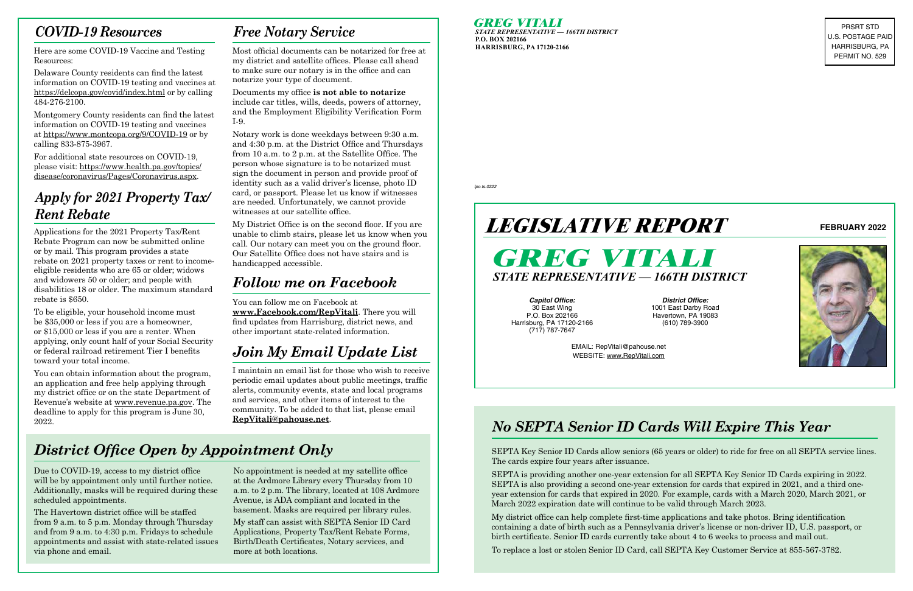## COVID-19 Resources

Here are some COVID-19 Vaccine and Testing Resources:

Delaware County residents can find the latest information on COVID-19 testing and vaccines at https://delcopa.gov/covid/index.html or by calling 484-276-2100.

Montgomery County residents can find the latest information on COVID-19 testing and vaccines at https://www.montcopa.org/9/COVID-19 or by calling 833-875-3967.

For additional state resources on COVID-19, please visit: https://www.health.pa.gov/topics/disease/coronavirus/Pages/Coronavirus.aspx.

## Apply for 2021 Property Tax/ Rent Rebate

Applications for the 2021 Property Tax/Rent Rebate Program can now be submitted online or by mail. This program provides a state rebate on 2021 property taxes or rent to income-eligible residents who are 65 or older; widows and widowers 50 or older; and people with disabilities 18 or older. The maximum standard rebate is $650.

To be eligible, your household income must be $35,000 or less if you are a homeowner, or $15,000 or less if you are a renter. When applying, only count half of your Social Security or federal railroad retirement Tier I benefits toward your total income.

You can obtain information about the program, an application and free help applying through my district office or on the state Department of Revenue's website at www.revenue.pa.gov. The deadline to apply for this program is June 30, 2022.

## Free Notary Service

Most official documents can be notarized for free at my district and satellite offices. Please call ahead to make sure our notary is in the office and can notarize your type of document.

Documents my office **is not able to notarize** include car titles, wills, deeds, powers of attorney, and the Employment Eligibility Verification Form I-9.

Notary work is done weekdays between 9:30 a.m. and 4:30 p.m. at the District Office and Thursdays from 10 a.m. to 2 p.m. at the Satellite Office. The person whose signature is to be notarized must sign the document in person and provide proof of identity such as a valid driver's license, photo ID card, or passport. Please let us know if witnesses are needed. Unfortunately, we cannot provide witnesses at our satellite office.

My District Office is on the second floor. If you are unable to climb stairs, please let us know when you call. Our notary can meet you on the ground floor. Our Satellite Office does not have stairs and is handicapped accessible.

## Follow me on Facebook

You can follow me on Facebook at **www.Facebook.com/RepVitali**. There you will find updates from Harrisburg, district news, and other important state-related information.

## Join My Email Update List

I maintain an email list for those who wish to receive periodic email updates about public meetings, traffic alerts, community events, state and local programs and services, and other items of interest to the community. To be added to that list, please email **RepVitali@pahouse.net**.

## District Office Open by Appointment Only

Due to COVID-19, access to my district office will be by appointment only until further notice. Additionally, masks will be required during these scheduled appointments.

The Havertown district office will be staffed from 9 a.m. to 5 p.m. Monday through Thursday and from 9 a.m. to 4:30 p.m. Fridays to schedule appointments and assist with state-related issues via phone and email.

No appointment is needed at my satellite office at the Ardmore Library every Thursday from 10 a.m. to 2 p.m. The library, located at 108 Ardmore Avenue, is ADA compliant and located in the basement. Masks are required per library rules.

My staff can assist with SEPTA Senior ID Card Applications, Property Tax/Rent Rebate Forms, Birth/Death Certificates, Notary services, and more at both locations.

**GREG VITALI**
*STATE REPRESENTATIVE — 166TH DISTRICT*
**P.O. BOX 202166**
**HARRISBURG, PA 17120-2166**

PRSRT STD
U.S. POSTAGE PAID
HARRISBURG, PA
PERMIT NO. 529

ipo.ts.0222

# LEGISLATIVE REPORT

**FEBRUARY 2022**

# GREG VITALI

### STATE REPRESENTATIVE — 166TH DISTRICT

***Capitol Office:***
30 East Wing
P.O. Box 202166
Harrisburg, PA 17120-2166
(717) 787-7647

***District Office:***
1001 East Darby Road
Havertown, PA 19083
(610) 789-3900

EMAIL: RepVitali@pahouse.net
WEBSITE: www.RepVitali.com

## No SEPTA Senior ID Cards Will Expire This Year

SEPTA Key Senior ID Cards allow seniors (65 years or older) to ride for free on all SEPTA service lines. The cards expire four years after issuance.

SEPTA is providing another one-year extension for all SEPTA Key Senior ID Cards expiring in 2022. SEPTA is also providing a second one-year extension for cards that expired in 2021, and a third one-year extension for cards that expired in 2020. For example, cards with a March 2020, March 2021, or March 2022 expiration date will continue to be valid through March 2023.

My district office can help complete first-time applications and take photos. Bring identification containing a date of birth such as a Pennsylvania driver's license or non-driver ID, U.S. passport, or birth certificate. Senior ID cards currently take about 4 to 6 weeks to process and mail out.

To replace a lost or stolen Senior ID Card, call SEPTA Key Customer Service at 855-567-3782.